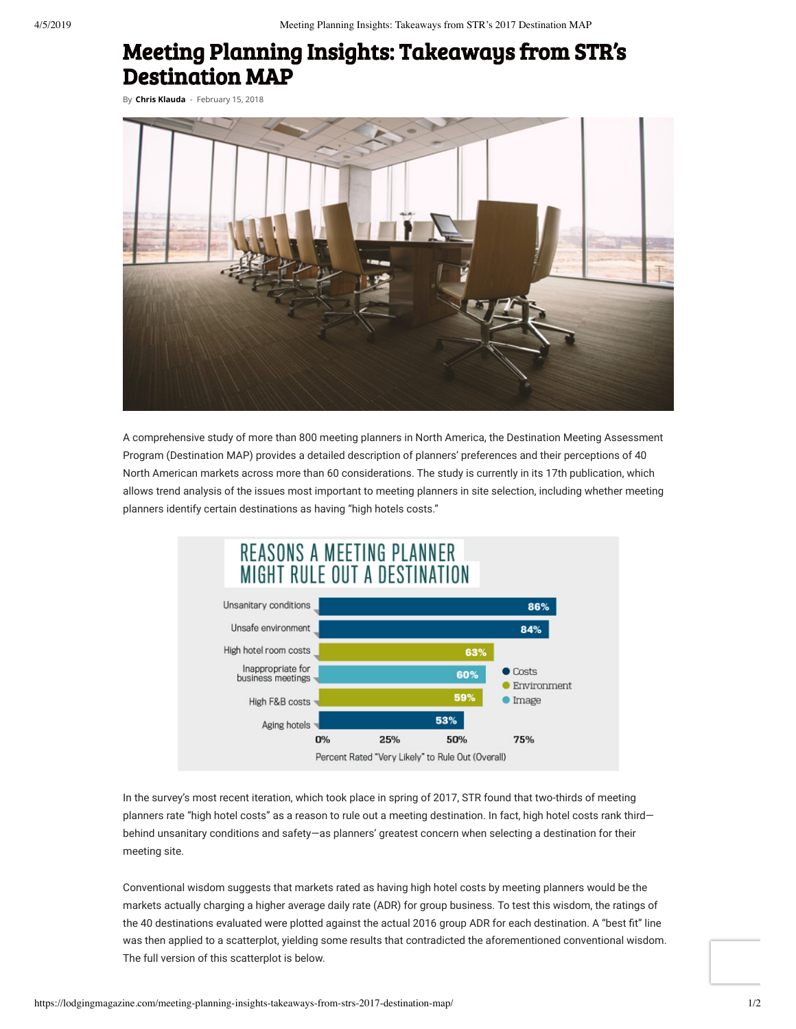# Meeting Planning Insights: Takeaways from STR's Destination MAP

By **Chris Klauda** - February 15, 2018

A comprehensive study of more than 800 meeting planners in North America, the Destination Meeting Assessment Program (Destination MAP) provides a detailed description of planners' preferences and their perceptions of 40 North American markets across more than 60 considerations. The study is currently in its 17th publication, which allows trend analysis of the issues most important to meeting planners in site selection, including whether meeting planners identify certain destinations as having "high hotels costs."

**REASONS A MEETING PLANNER MIGHT RULE OUT A DESTINATION**

| Reason | Percent Rated "Very Likely" to Rule Out (Overall) |
|---|---|
| Unsanitary conditions | 86% |
| Unsafe environment | 84% |
| High hotel room costs | 63% |
| Inappropriate for business meetings | 60% |
| High F&B costs | 59% |
| Aging hotels | 53% |

Legend: Costs, Environment, Image

In the survey's most recent iteration, which took place in spring of 2017, STR found that two-thirds of meeting planners rate "high hotel costs" as a reason to rule out a meeting destination. In fact, high hotel costs rank third—behind unsanitary conditions and safety—as planners' greatest concern when selecting a destination for their meeting site.

Conventional wisdom suggests that markets rated as having high hotel costs by meeting planners would be the markets actually charging a higher average daily rate (ADR) for group business. To test this wisdom, the ratings of the 40 destinations evaluated were plotted against the actual 2016 group ADR for each destination. A "best fit" line was then applied to a scatterplot, yielding some results that contradicted the aforementioned conventional wisdom. The full version of this scatterplot is below.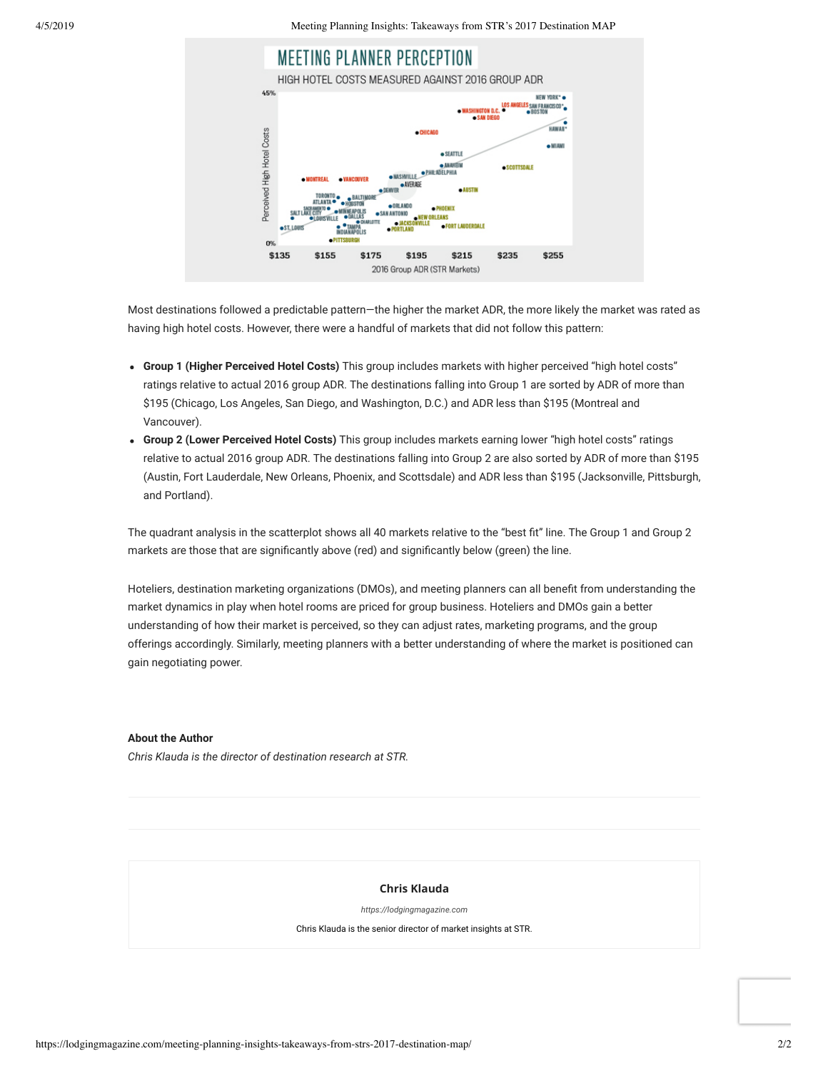MEETING PLANNER PERCEPTION

HIGH HOTEL COSTS MEASURED AGAINST 2016 GROUP ADR

45%

0%

Perceived High Hotel Costs

NEW YORK*
LOS ANGELES
SAN FRANCISCO*
WASHINGTON D.C.
BOSTON
SAN DIEGO
HAWAII*
CHICAGO
MIAMI
SEATTLE
ANAHEIM
SCOTTSDALE
MONTREAL
VANCOUVER
NASHVILLE
PHILADELPHIA
AVERAGE
DENVER
AUSTIN
TORONTO
BALTIMORE
ATLANTA
HOUSTON
SACRAMENTO
ORLANDO
PHOENIX
SALT LAKE CITY
MINNEAPOLIS
SAN ANTONIO
LOUISVILLE
DALLAS
NEW ORLEANS
CHARLOTTE
JACKSONVILLE
ST. LOUIS
TAMPA
FORT LAUDERDALE
PORTLAND
INDIANAPOLIS
PITTSBURGH

$135 $155 $175 $195 $215 $235 $255

2016 Group ADR (STR Markets)

Most destinations followed a predictable pattern—the higher the market ADR, the more likely the market was rated as having high hotel costs. However, there were a handful of markets that did not follow this pattern:

- **Group 1 (Higher Perceived Hotel Costs)** This group includes markets with higher perceived "high hotel costs" ratings relative to actual 2016 group ADR. The destinations falling into Group 1 are sorted by ADR of more than $195 (Chicago, Los Angeles, San Diego, and Washington, D.C.) and ADR less than $195 (Montreal and Vancouver).
- **Group 2 (Lower Perceived Hotel Costs)** This group includes markets earning lower "high hotel costs" ratings relative to actual 2016 group ADR. The destinations falling into Group 2 are also sorted by ADR of more than $195 (Austin, Fort Lauderdale, New Orleans, Phoenix, and Scottsdale) and ADR less than $195 (Jacksonville, Pittsburgh, and Portland).

The quadrant analysis in the scatterplot shows all 40 markets relative to the "best fit" line. The Group 1 and Group 2 markets are those that are significantly above (red) and significantly below (green) the line.

Hoteliers, destination marketing organizations (DMOs), and meeting planners can all benefit from understanding the market dynamics in play when hotel rooms are priced for group business. Hoteliers and DMOs gain a better understanding of how their market is perceived, so they can adjust rates, marketing programs, and the group offerings accordingly. Similarly, meeting planners with a better understanding of where the market is positioned can gain negotiating power.

**About the Author**

*Chris Klauda is the director of destination research at STR.*

**Chris Klauda**

*https://lodgingmagazine.com*

Chris Klauda is the senior director of market insights at STR.